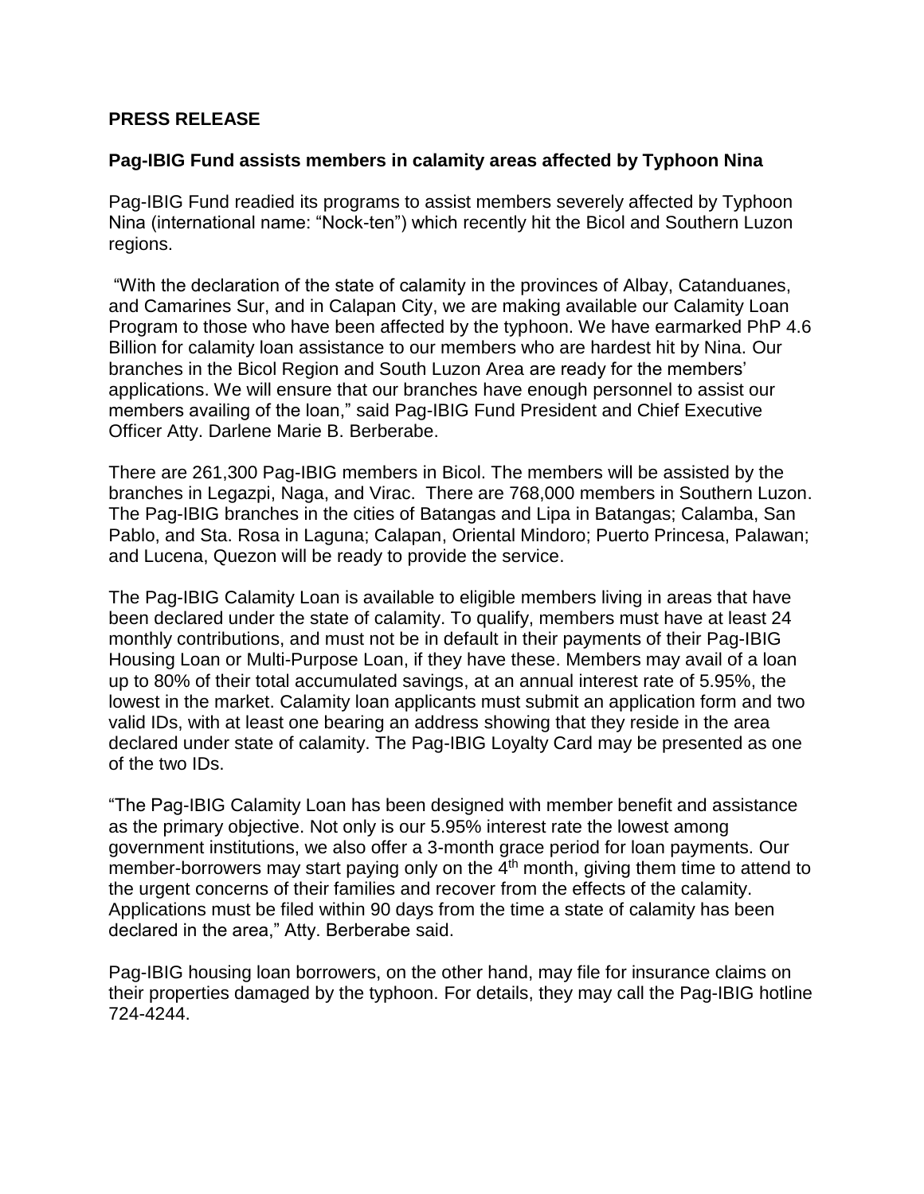**PRESS RELEASE**

**Pag-IBIG Fund assists members in calamity areas affected by Typhoon Nina**

Pag-IBIG Fund readied its programs to assist members severely affected by Typhoon Nina (international name: "Nock-ten") which recently hit the Bicol and Southern Luzon regions.

"With the declaration of the state of calamity in the provinces of Albay, Catanduanes, and Camarines Sur, and in Calapan City, we are making available our Calamity Loan Program to those who have been affected by the typhoon. We have earmarked PhP 4.6 Billion for calamity loan assistance to our members who are hardest hit by Nina. Our branches in the Bicol Region and South Luzon Area are ready for the members' applications. We will ensure that our branches have enough personnel to assist our members availing of the loan," said Pag-IBIG Fund President and Chief Executive Officer Atty. Darlene Marie B. Berberabe.

There are 261,300 Pag-IBIG members in Bicol. The members will be assisted by the branches in Legazpi, Naga, and Virac. There are 768,000 members in Southern Luzon. The Pag-IBIG branches in the cities of Batangas and Lipa in Batangas; Calamba, San Pablo, and Sta. Rosa in Laguna; Calapan, Oriental Mindoro; Puerto Princesa, Palawan; and Lucena, Quezon will be ready to provide the service.

The Pag-IBIG Calamity Loan is available to eligible members living in areas that have been declared under the state of calamity. To qualify, members must have at least 24 monthly contributions, and must not be in default in their payments of their Pag-IBIG Housing Loan or Multi-Purpose Loan, if they have these. Members may avail of a loan up to 80% of their total accumulated savings, at an annual interest rate of 5.95%, the lowest in the market. Calamity loan applicants must submit an application form and two valid IDs, with at least one bearing an address showing that they reside in the area declared under state of calamity. The Pag-IBIG Loyalty Card may be presented as one of the two IDs.

"The Pag-IBIG Calamity Loan has been designed with member benefit and assistance as the primary objective. Not only is our 5.95% interest rate the lowest among government institutions, we also offer a 3-month grace period for loan payments. Our member-borrowers may start paying only on the 4th month, giving them time to attend to the urgent concerns of their families and recover from the effects of the calamity. Applications must be filed within 90 days from the time a state of calamity has been declared in the area," Atty. Berberabe said.

Pag-IBIG housing loan borrowers, on the other hand, may file for insurance claims on their properties damaged by the typhoon. For details, they may call the Pag-IBIG hotline 724-4244.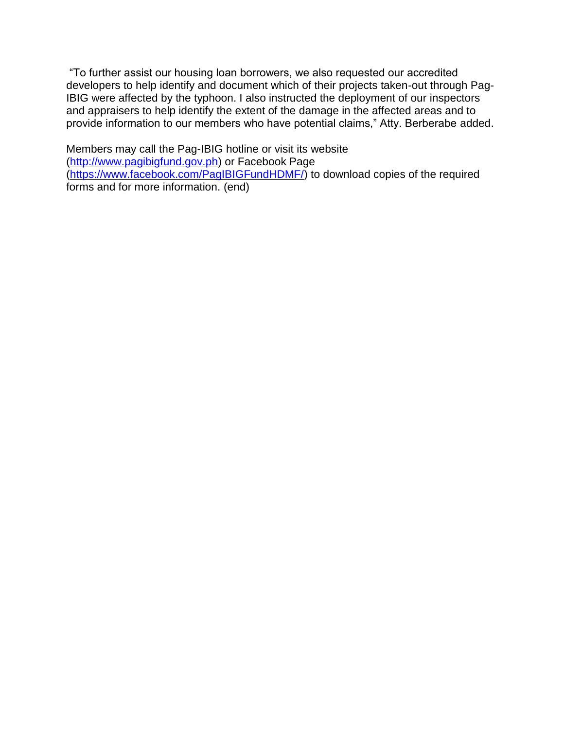"To further assist our housing loan borrowers, we also requested our accredited developers to help identify and document which of their projects taken-out through Pag-IBIG were affected by the typhoon. I also instructed the deployment of our inspectors and appraisers to help identify the extent of the damage in the affected areas and to provide information to our members who have potential claims," Atty. Berberabe added.

Members may call the Pag-IBIG hotline or visit its website (http://www.pagibigfund.gov.ph) or Facebook Page (https://www.facebook.com/PagIBIGFundHDMF/) to download copies of the required forms and for more information. (end)